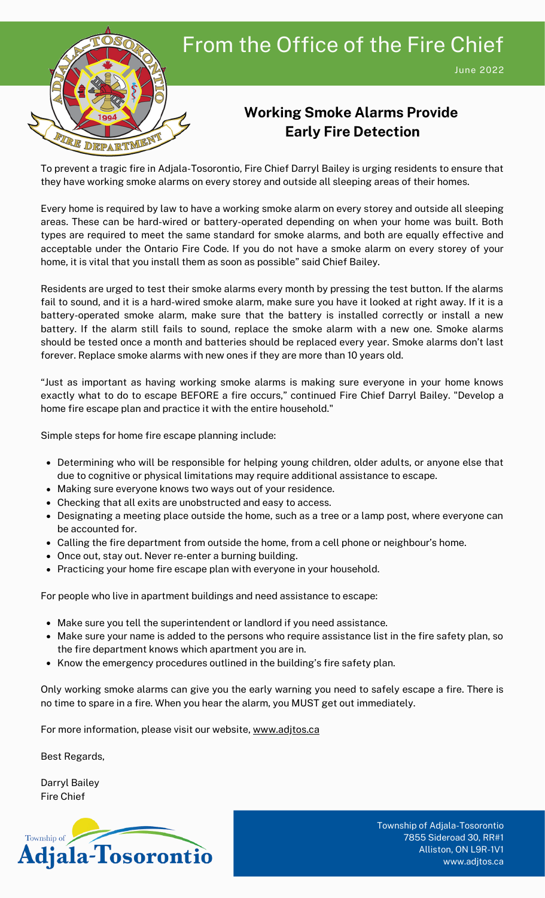# From the Office of the Fire Chief

June 2022

## Working Smoke Alarms Provide Early Fire Detection

To prevent a tragic fire in Adjala-Tosorontio, Fire Chief Darryl Bailey is urging residents to ensure that they have working smoke alarms on every storey and outside all sleeping areas of their homes.

Every home is required by law to have a working smoke alarm on every storey and outside all sleeping areas. These can be hard-wired or battery-operated depending on when your home was built. Both types are required to meet the same standard for smoke alarms, and both are equally effective and acceptable under the Ontario Fire Code. If you do not have a smoke alarm on every storey of your home, it is vital that you install them as soon as possible" said Chief Bailey.

Residents are urged to test their smoke alarms every month by pressing the test button. If the alarms fail to sound, and it is a hard-wired smoke alarm, make sure you have it looked at right away. If it is a battery-operated smoke alarm, make sure that the battery is installed correctly or install a new battery. If the alarm still fails to sound, replace the smoke alarm with a new one. Smoke alarms should be tested once a month and batteries should be replaced every year. Smoke alarms don't last forever. Replace smoke alarms with new ones if they are more than 10 years old.

"Just as important as having working smoke alarms is making sure everyone in your home knows exactly what to do to escape BEFORE a fire occurs," continued Fire Chief Darryl Bailey. "Develop a home fire escape plan and practice it with the entire household."

Simple steps for home fire escape planning include:

- Determining who will be responsible for helping young children, older adults, or anyone else that due to cognitive or physical limitations may require additional assistance to escape.
- Making sure everyone knows two ways out of your residence.
- Checking that all exits are unobstructed and easy to access.
- Designating a meeting place outside the home, such as a tree or a lamp post, where everyone can be accounted for.
- Calling the fire department from outside the home, from a cell phone or neighbour's home.
- Once out, stay out. Never re-enter a burning building.
- Practicing your home fire escape plan with everyone in your household.

For people who live in apartment buildings and need assistance to escape:

- Make sure you tell the superintendent or landlord if you need assistance.
- Make sure your name is added to the persons who require assistance list in the fire safety plan, so the fire department knows which apartment you are in.
- Know the emergency procedures outlined in the building's fire safety plan.

Only working smoke alarms can give you the early warning you need to safely escape a fire. There is no time to spare in a fire. When you hear the alarm, you MUST get out immediately.

For more information, please visit our website, www.adjtos.ca

Best Regards,

Darryl Bailey
Fire Chief

Township of Adjala-Tosorontio
7855 Sideroad 30, RR#1
Alliston, ON L9R-1V1
www.adjtos.ca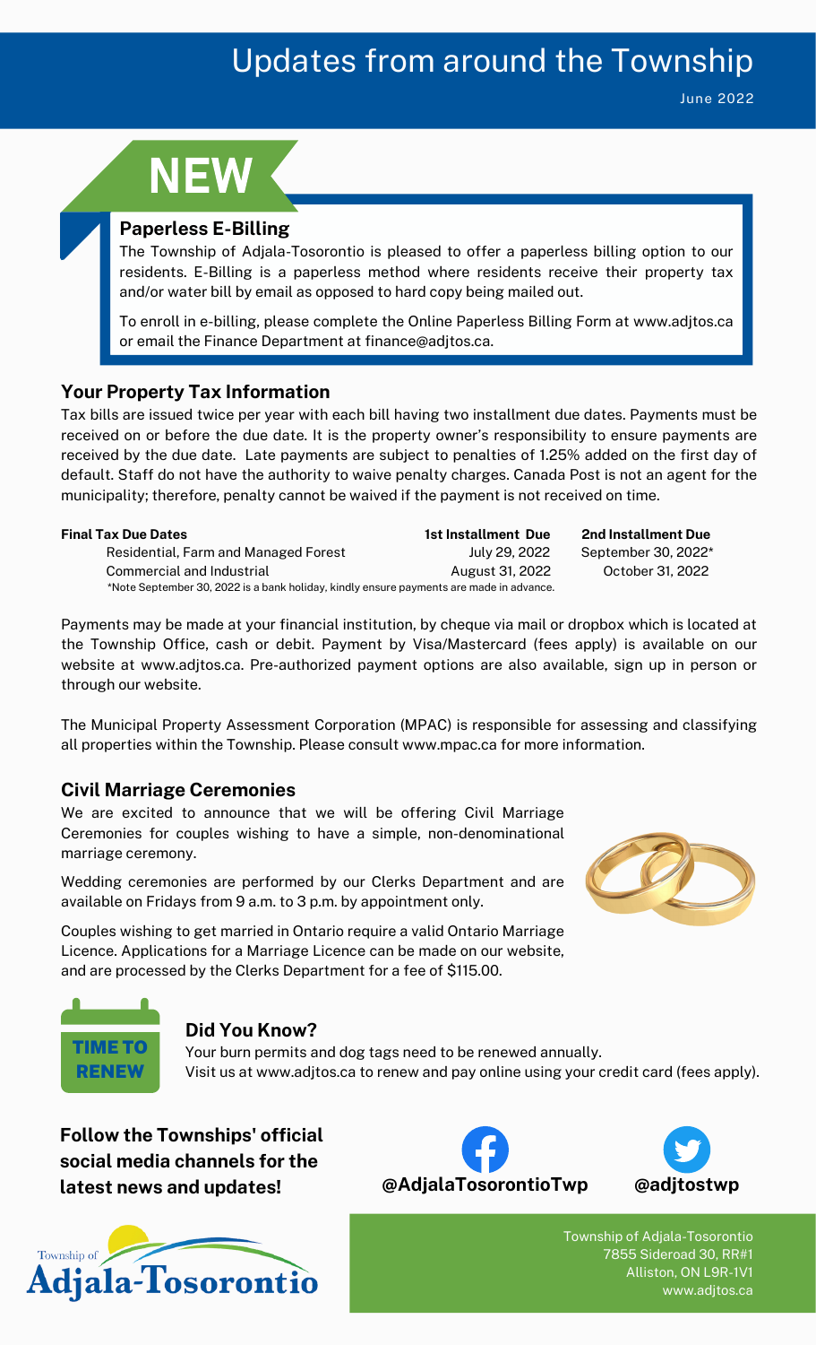# Updates from around the Township

June 2022

**NEW**

## Paperless E-Billing

The Township of Adjala-Tosorontio is pleased to offer a paperless billing option to our residents. E-Billing is a paperless method where residents receive their property tax and/or water bill by email as opposed to hard copy being mailed out.

To enroll in e-billing, please complete the Online Paperless Billing Form at www.adjtos.ca or email the Finance Department at finance@adjtos.ca.

## Your Property Tax Information

Tax bills are issued twice per year with each bill having two installment due dates. Payments must be received on or before the due date. It is the property owner's responsibility to ensure payments are received by the due date. Late payments are subject to penalties of 1.25% added on the first day of default. Staff do not have the authority to waive penalty charges. Canada Post is not an agent for the municipality; therefore, penalty cannot be waived if the payment is not received on time.

| Final Tax Due Dates | 1st Installment Due | 2nd Installment Due |
|---|---|---|
| Residential, Farm and Managed Forest | July 29, 2022 | September 30, 2022* |
| Commercial and Industrial | August 31, 2022 | October 31, 2022 |

*Note September 30, 2022 is a bank holiday, kindly ensure payments are made in advance.

Payments may be made at your financial institution, by cheque via mail or dropbox which is located at the Township Office, cash or debit. Payment by Visa/Mastercard (fees apply) is available on our website at www.adjtos.ca. Pre-authorized payment options are also available, sign up in person or through our website.

The Municipal Property Assessment Corporation (MPAC) is responsible for assessing and classifying all properties within the Township. Please consult www.mpac.ca for more information.

## Civil Marriage Ceremonies

We are excited to announce that we will be offering Civil Marriage Ceremonies for couples wishing to have a simple, non-denominational marriage ceremony.

Wedding ceremonies are performed by our Clerks Department and are available on Fridays from 9 a.m. to 3 p.m. by appointment only.

Couples wishing to get married in Ontario require a valid Ontario Marriage Licence. Applications for a Marriage Licence can be made on our website, and are processed by the Clerks Department for a fee of $115.00.

TIME TO RENEW

## Did You Know?

Your burn permits and dog tags need to be renewed annually.
Visit us at www.adjtos.ca to renew and pay online using your credit card (fees apply).

**Follow the Townships' official social media channels for the latest news and updates!**

**@AdjalaTosorontioTwp** **@adjtostwp**

Township of Adjala-Tosorontio

Township of Adjala-Tosorontio
7855 Sideroad 30, RR#1
Alliston, ON L9R-1V1
www.adjtos.ca